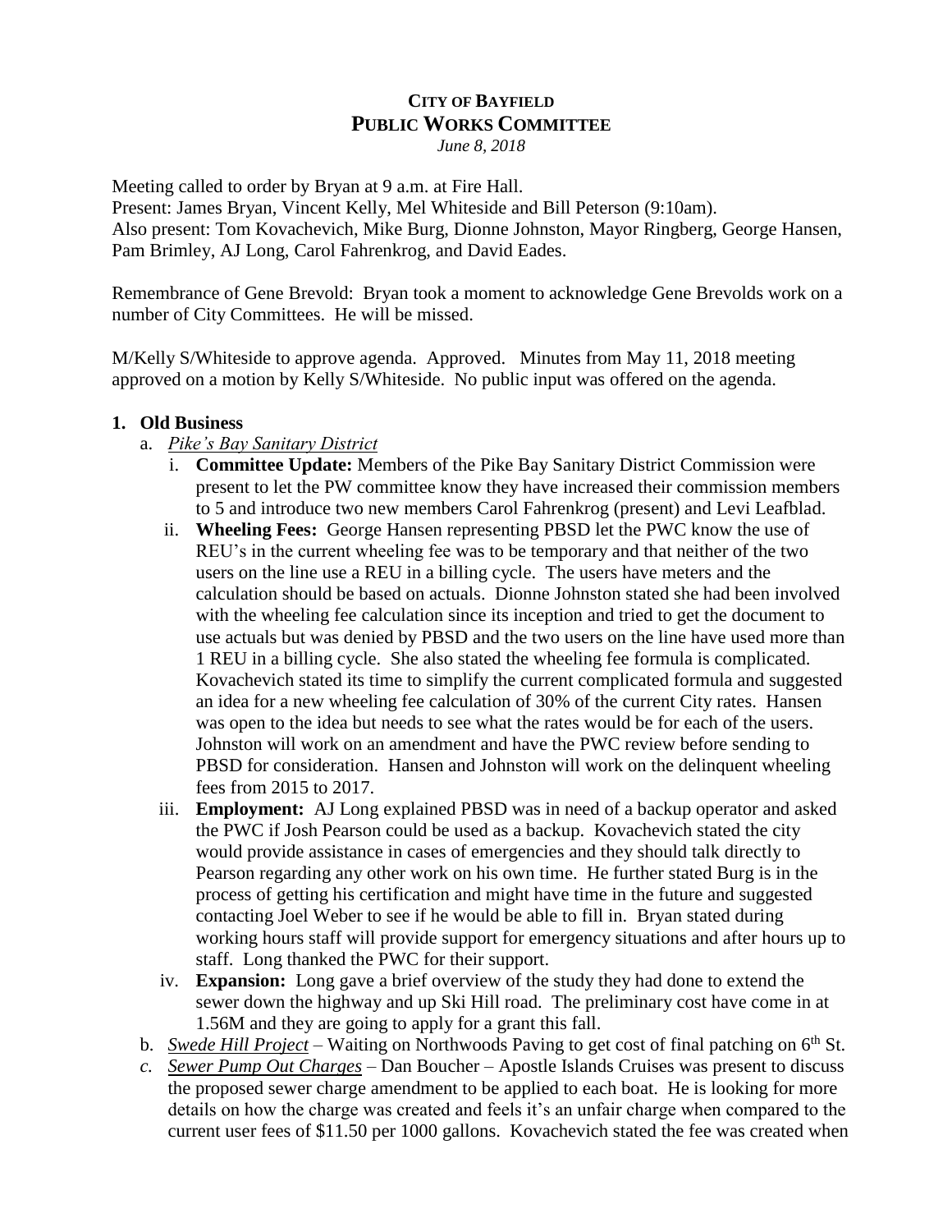# CITY OF BAYFIELD
## PUBLIC WORKS COMMITTEE
*June 8, 2018*

Meeting called to order by Bryan at 9 a.m. at Fire Hall.
Present: James Bryan, Vincent Kelly, Mel Whiteside and Bill Peterson (9:10am).
Also present: Tom Kovachevich, Mike Burg, Dionne Johnston, Mayor Ringberg, George Hansen, Pam Brimley, AJ Long, Carol Fahrenkrog, and David Eades.

Remembrance of Gene Brevold: Bryan took a moment to acknowledge Gene Brevolds work on a number of City Committees. He will be missed.

M/Kelly S/Whiteside to approve agenda. Approved. Minutes from May 11, 2018 meeting approved on a motion by Kelly S/Whiteside. No public input was offered on the agenda.

**1. Old Business**

a. *Pike's Bay Sanitary District*

   i. **Committee Update:** Members of the Pike Bay Sanitary District Commission were present to let the PW committee know they have increased their commission members to 5 and introduce two new members Carol Fahrenkrog (present) and Levi Leafblad.

   ii. **Wheeling Fees:** George Hansen representing PBSD let the PWC know the use of REU's in the current wheeling fee was to be temporary and that neither of the two users on the line use a REU in a billing cycle. The users have meters and the calculation should be based on actuals. Dionne Johnston stated she had been involved with the wheeling fee calculation since its inception and tried to get the document to use actuals but was denied by PBSD and the two users on the line have used more than 1 REU in a billing cycle. She also stated the wheeling fee formula is complicated. Kovachevich stated its time to simplify the current complicated formula and suggested an idea for a new wheeling fee calculation of 30% of the current City rates. Hansen was open to the idea but needs to see what the rates would be for each of the users. Johnston will work on an amendment and have the PWC review before sending to PBSD for consideration. Hansen and Johnston will work on the delinquent wheeling fees from 2015 to 2017.

   iii. **Employment:** AJ Long explained PBSD was in need of a backup operator and asked the PWC if Josh Pearson could be used as a backup. Kovachevich stated the city would provide assistance in cases of emergencies and they should talk directly to Pearson regarding any other work on his own time. He further stated Burg is in the process of getting his certification and might have time in the future and suggested contacting Joel Weber to see if he would be able to fill in. Bryan stated during working hours staff will provide support for emergency situations and after hours up to staff. Long thanked the PWC for their support.

   iv. **Expansion:** Long gave a brief overview of the study they had done to extend the sewer down the highway and up Ski Hill road. The preliminary cost have come in at 1.56M and they are going to apply for a grant this fall.

b. *Swede Hill Project* – Waiting on Northwoods Paving to get cost of final patching on 6th St.

c. *Sewer Pump Out Charges* – Dan Boucher – Apostle Islands Cruises was present to discuss the proposed sewer charge amendment to be applied to each boat. He is looking for more details on how the charge was created and feels it's an unfair charge when compared to the current user fees of $11.50 per 1000 gallons. Kovachevich stated the fee was created when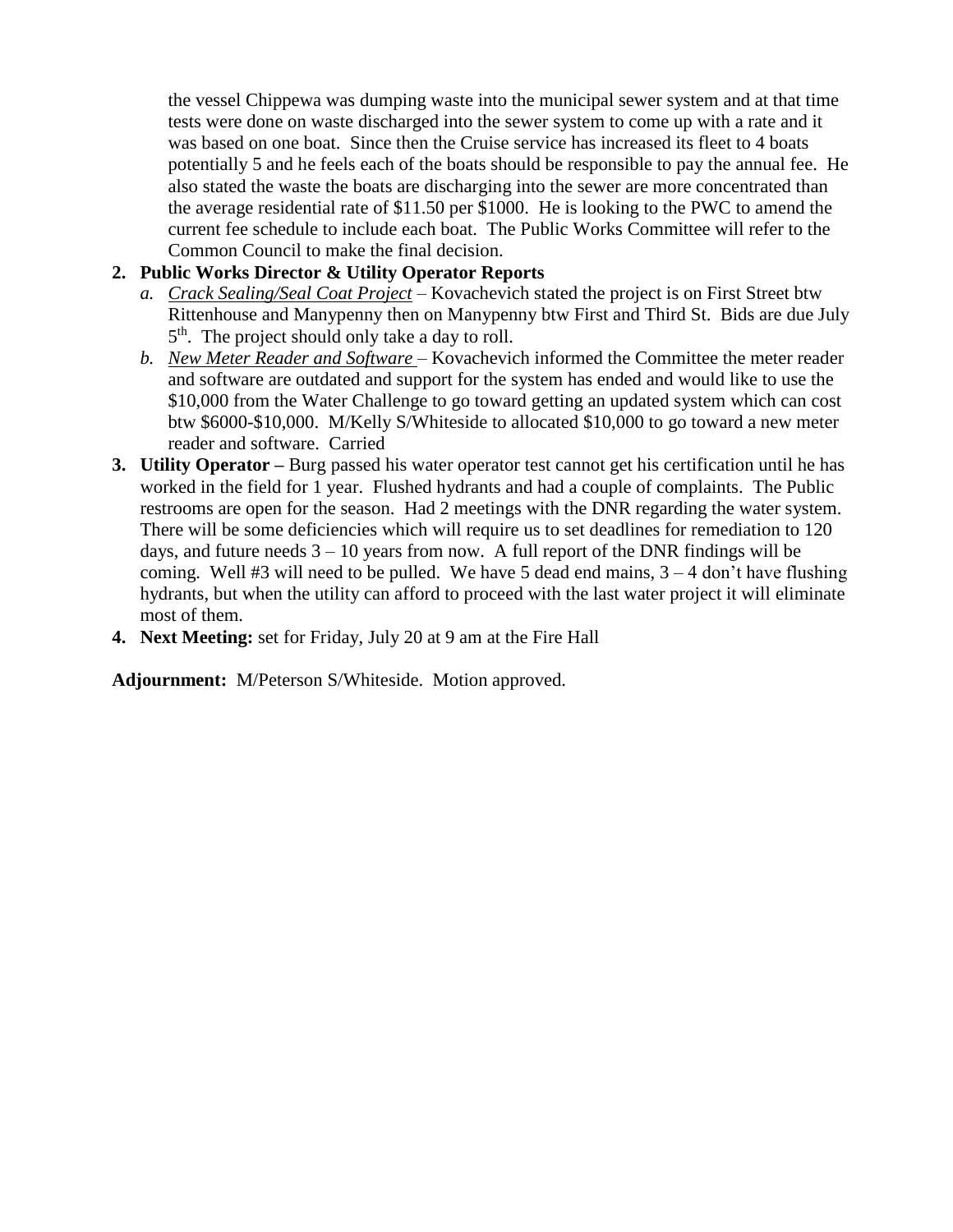the vessel Chippewa was dumping waste into the municipal sewer system and at that time tests were done on waste discharged into the sewer system to come up with a rate and it was based on one boat. Since then the Cruise service has increased its fleet to 4 boats potentially 5 and he feels each of the boats should be responsible to pay the annual fee. He also stated the waste the boats are discharging into the sewer are more concentrated than the average residential rate of $11.50 per $1000. He is looking to the PWC to amend the current fee schedule to include each boat. The Public Works Committee will refer to the Common Council to make the final decision.

2. **Public Works Director & Utility Operator Reports**
   a. *Crack Sealing/Seal Coat Project* – Kovachevich stated the project is on First Street btw Rittenhouse and Manypenny then on Manypenny btw First and Third St. Bids are due July 5th. The project should only take a day to roll.
   b. *New Meter Reader and Software* – Kovachevich informed the Committee the meter reader and software are outdated and support for the system has ended and would like to use the $10,000 from the Water Challenge to go toward getting an updated system which can cost btw $6000-$10,000. M/Kelly S/Whiteside to allocated $10,000 to go toward a new meter reader and software. Carried
3. **Utility Operator –** Burg passed his water operator test cannot get his certification until he has worked in the field for 1 year. Flushed hydrants and had a couple of complaints. The Public restrooms are open for the season. Had 2 meetings with the DNR regarding the water system. There will be some deficiencies which will require us to set deadlines for remediation to 120 days, and future needs 3 – 10 years from now. A full report of the DNR findings will be coming. Well #3 will need to be pulled. We have 5 dead end mains, 3 – 4 don't have flushing hydrants, but when the utility can afford to proceed with the last water project it will eliminate most of them.
4. **Next Meeting:** set for Friday, July 20 at 9 am at the Fire Hall

**Adjournment:** M/Peterson S/Whiteside. Motion approved.